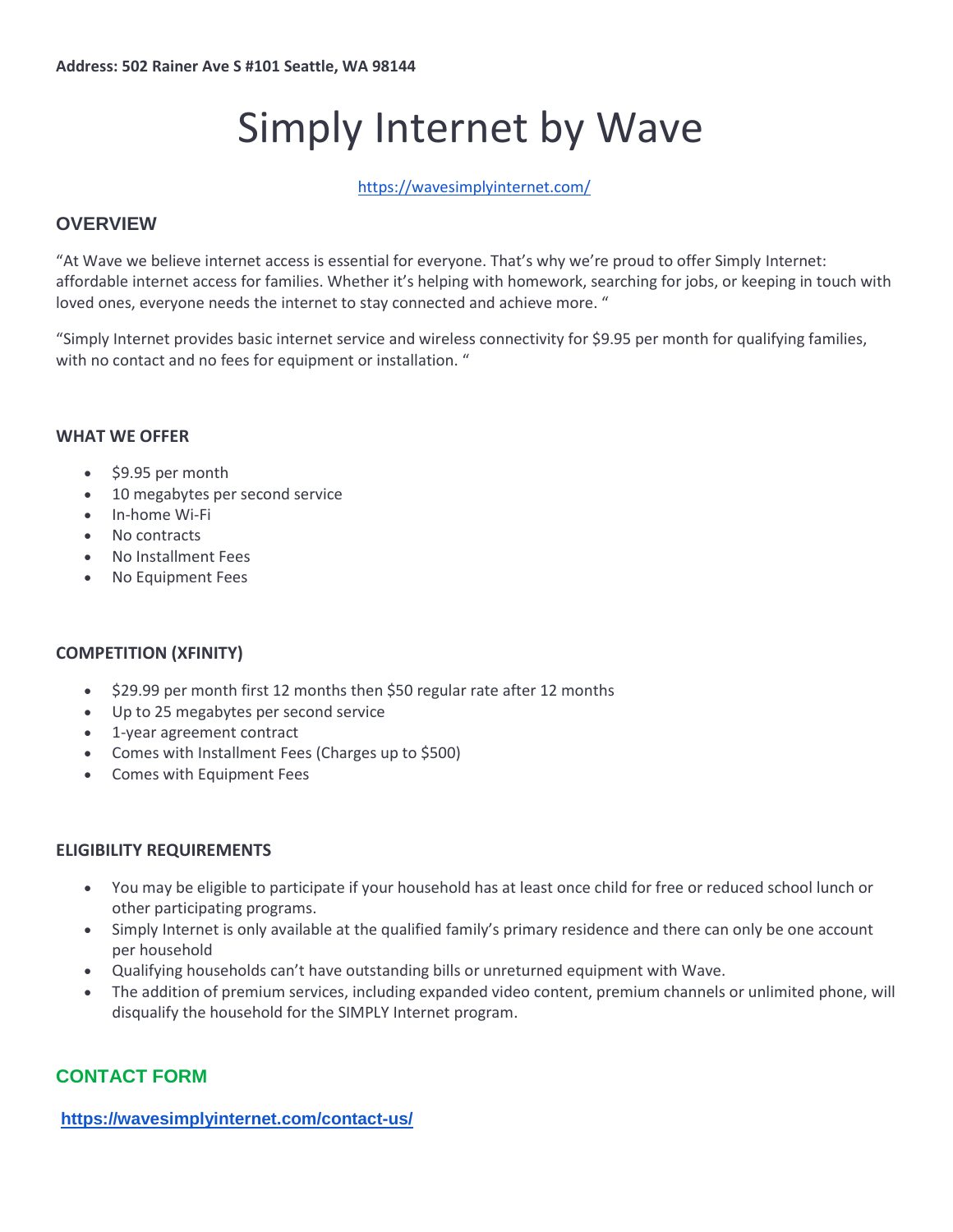**Address: 502 Rainer Ave S #101 Seattle, WA 98144**

# Simply Internet by Wave

https://wavesimplyinternet.com/

## OVERVIEW

“At Wave we believe internet access is essential for everyone. That’s why we’re proud to offer Simply Internet: affordable internet access for families. Whether it’s helping with homework, searching for jobs, or keeping in touch with loved ones, everyone needs the internet to stay connected and achieve more. “

“Simply Internet provides basic internet service and wireless connectivity for $9.95 per month for qualifying families, with no contact and no fees for equipment or installation. “

### WHAT WE OFFER

- $9.95 per month
- 10 megabytes per second service
- In-home Wi-Fi
- No contracts
- No Installment Fees
- No Equipment Fees

### COMPETITION (XFINITY)

- $29.99 per month first 12 months then $50 regular rate after 12 months
- Up to 25 megabytes per second service
- 1-year agreement contract
- Comes with Installment Fees (Charges up to $500)
- Comes with Equipment Fees

### ELIGIBILITY REQUIREMENTS

- You may be eligible to participate if your household has at least once child for free or reduced school lunch or other participating programs.
- Simply Internet is only available at the qualified family’s primary residence and there can only be one account per household
- Qualifying households can’t have outstanding bills or unreturned equipment with Wave.
- The addition of premium services, including expanded video content, premium channels or unlimited phone, will disqualify the household for the SIMPLY Internet program.

## CONTACT FORM

**https://wavesimplyinternet.com/contact-us/**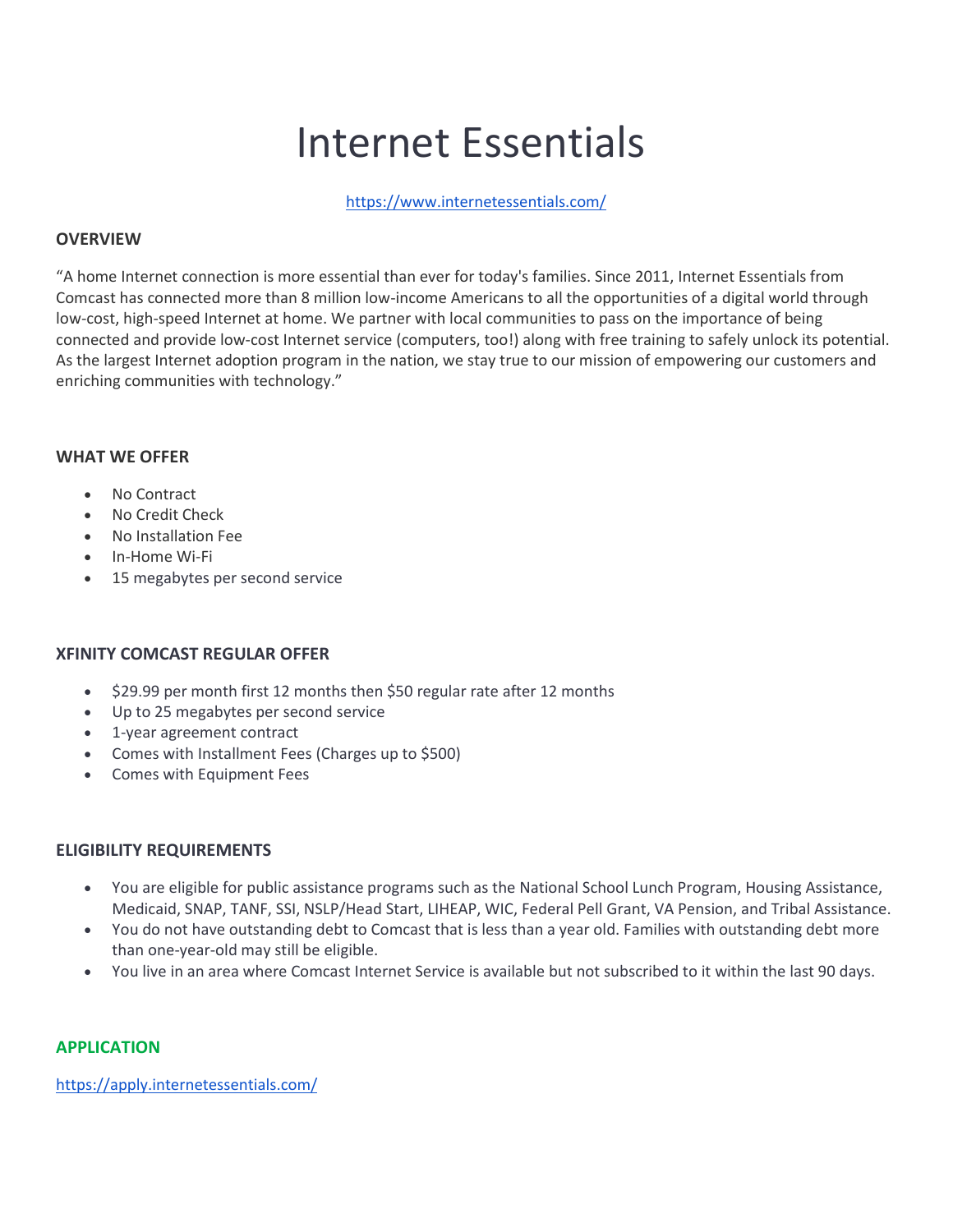# Internet Essentials

https://www.internetessentials.com/

**OVERVIEW**

"A home Internet connection is more essential than ever for today's families. Since 2011, Internet Essentials from Comcast has connected more than 8 million low-income Americans to all the opportunities of a digital world through low-cost, high-speed Internet at home. We partner with local communities to pass on the importance of being connected and provide low-cost Internet service (computers, too!) along with free training to safely unlock its potential. As the largest Internet adoption program in the nation, we stay true to our mission of empowering our customers and enriching communities with technology."

**WHAT WE OFFER**

- No Contract
- No Credit Check
- No Installation Fee
- In-Home Wi-Fi
- 15 megabytes per second service

**XFINITY COMCAST REGULAR OFFER**

- $29.99 per month first 12 months then $50 regular rate after 12 months
- Up to 25 megabytes per second service
- 1-year agreement contract
- Comes with Installment Fees (Charges up to $500)
- Comes with Equipment Fees

**ELIGIBILITY REQUIREMENTS**

- You are eligible for public assistance programs such as the National School Lunch Program, Housing Assistance, Medicaid, SNAP, TANF, SSI, NSLP/Head Start, LIHEAP, WIC, Federal Pell Grant, VA Pension, and Tribal Assistance.
- You do not have outstanding debt to Comcast that is less than a year old. Families with outstanding debt more than one-year-old may still be eligible.
- You live in an area where Comcast Internet Service is available but not subscribed to it within the last 90 days.

**APPLICATION**

https://apply.internetessentials.com/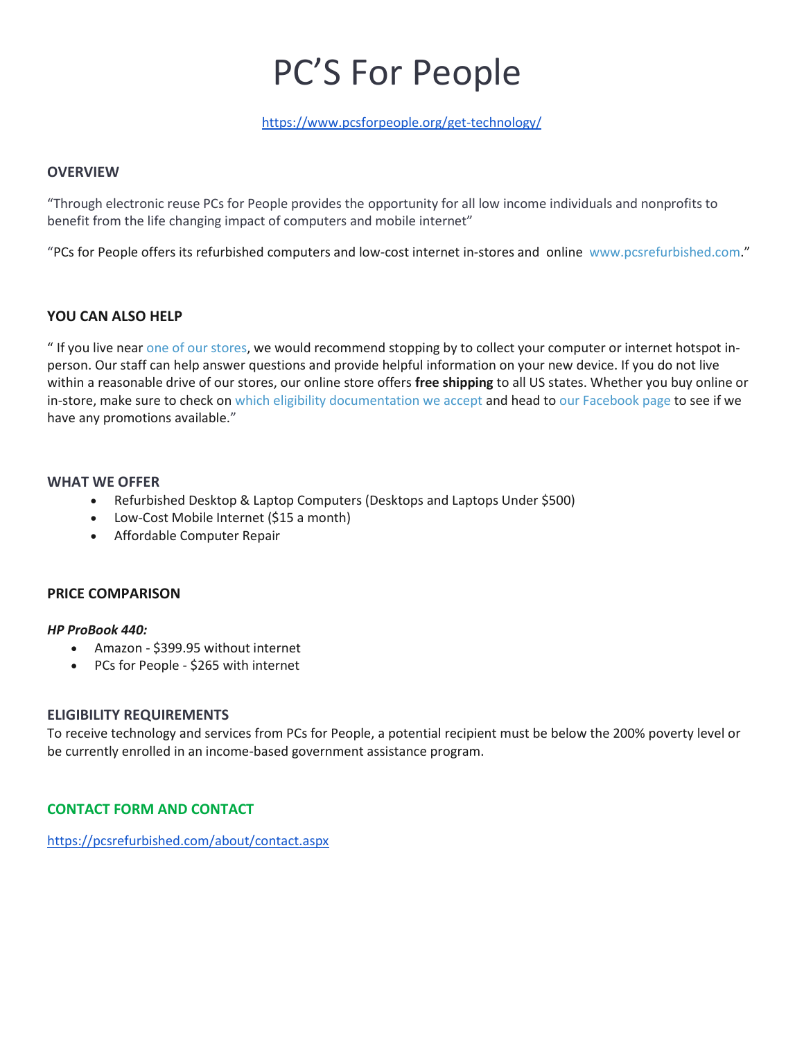# PC'S For People

https://www.pcsforpeople.org/get-technology/

## OVERVIEW

"Through electronic reuse PCs for People provides the opportunity for all low income individuals and nonprofits to benefit from the life changing impact of computers and mobile internet"

"PCs for People offers its refurbished computers and low-cost internet in-stores and online www.pcsrefurbished.com."

## YOU CAN ALSO HELP

" If you live near one of our stores, we would recommend stopping by to collect your computer or internet hotspot in-person. Our staff can help answer questions and provide helpful information on your new device. If you do not live within a reasonable drive of our stores, our online store offers **free shipping** to all US states. Whether you buy online or in-store, make sure to check on which eligibility documentation we accept and head to our Facebook page to see if we have any promotions available."

## WHAT WE OFFER

- Refurbished Desktop & Laptop Computers (Desktops and Laptops Under $500)
- Low-Cost Mobile Internet ($15 a month)
- Affordable Computer Repair

## PRICE COMPARISON

***HP ProBook 440:***

- Amazon - $399.95 without internet
- PCs for People - $265 with internet

## ELIGIBILITY REQUIREMENTS

To receive technology and services from PCs for People, a potential recipient must be below the 200% poverty level or be currently enrolled in an income-based government assistance program.

## CONTACT FORM AND CONTACT

https://pcsrefurbished.com/about/contact.aspx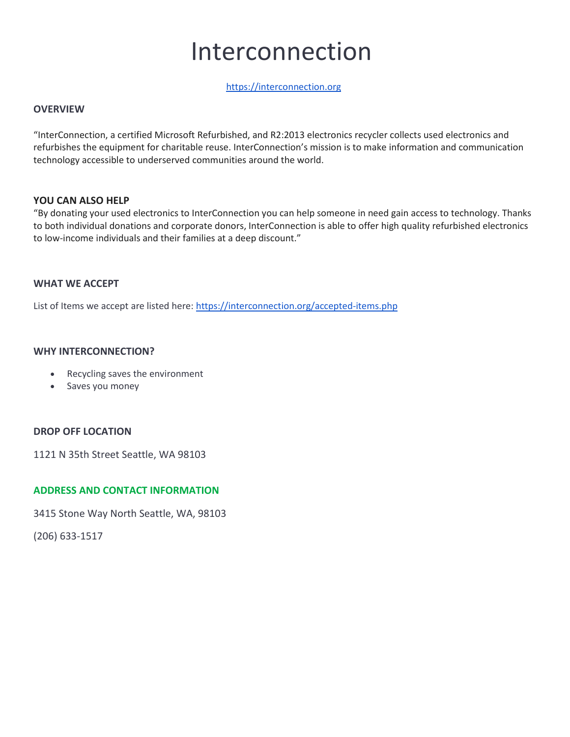# Interconnection

https://interconnection.org

## OVERVIEW

"InterConnection, a certified Microsoft Refurbished, and R2:2013 electronics recycler collects used electronics and refurbishes the equipment for charitable reuse. InterConnection's mission is to make information and communication technology accessible to underserved communities around the world.

## YOU CAN ALSO HELP

"By donating your used electronics to InterConnection you can help someone in need gain access to technology. Thanks to both individual donations and corporate donors, InterConnection is able to offer high quality refurbished electronics to low-income individuals and their families at a deep discount."

## WHAT WE ACCEPT

List of Items we accept are listed here: https://interconnection.org/accepted-items.php

## WHY INTERCONNECTION?

- Recycling saves the environment
- Saves you money

## DROP OFF LOCATION

1121 N 35th Street Seattle, WA 98103

## ADDRESS AND CONTACT INFORMATION

3415 Stone Way North Seattle, WA, 98103

(206) 633-1517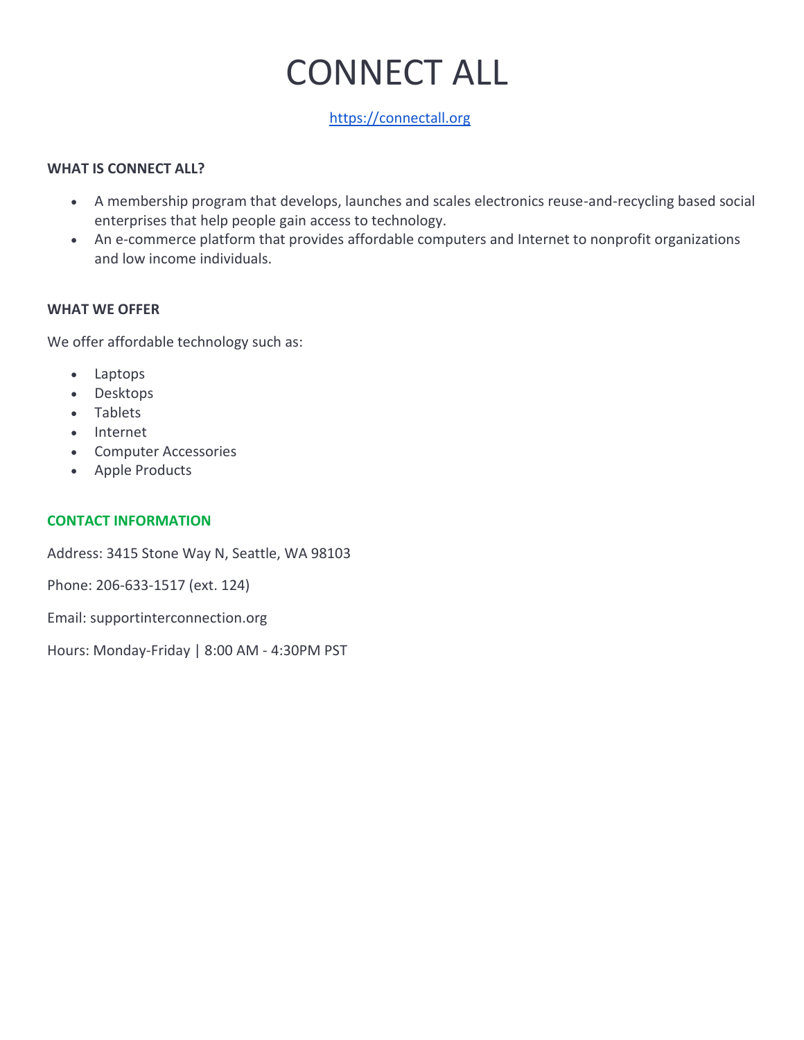# CONNECT ALL

https://connectall.org

**WHAT IS CONNECT ALL?**

- A membership program that develops, launches and scales electronics reuse-and-recycling based social enterprises that help people gain access to technology.
- An e-commerce platform that provides affordable computers and Internet to nonprofit organizations and low income individuals.

**WHAT WE OFFER**

We offer affordable technology such as:

- Laptops
- Desktops
- Tablets
- Internet
- Computer Accessories
- Apple Products

**CONTACT INFORMATION**

Address: 3415 Stone Way N, Seattle, WA 98103

Phone: 206-633-1517 (ext. 124)

Email: supportinterconnection.org

Hours: Monday-Friday | 8:00 AM - 4:30PM PST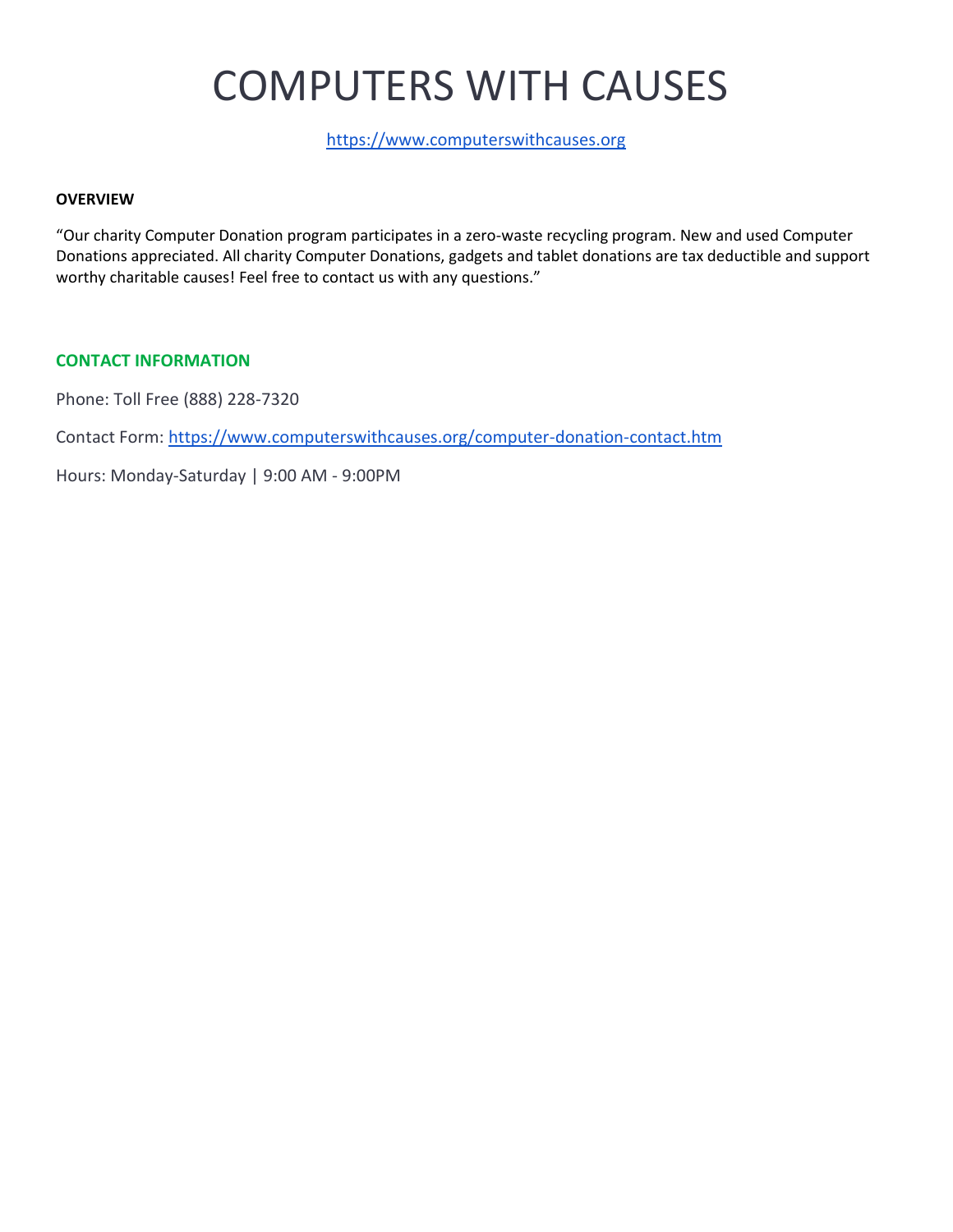# COMPUTERS WITH CAUSES

[https://www.computerswithcauses.org](https://www.computerswithcauses.org)

**OVERVIEW**

"Our charity Computer Donation program participates in a zero-waste recycling program. New and used Computer Donations appreciated. All charity Computer Donations, gadgets and tablet donations are tax deductible and support worthy charitable causes! Feel free to contact us with any questions."

**CONTACT INFORMATION**

Phone: Toll Free (888) 228-7320

Contact Form: [https://www.computerswithcauses.org/computer-donation-contact.htm](https://www.computerswithcauses.org/computer-donation-contact.htm)

Hours: Monday-Saturday | 9:00 AM - 9:00PM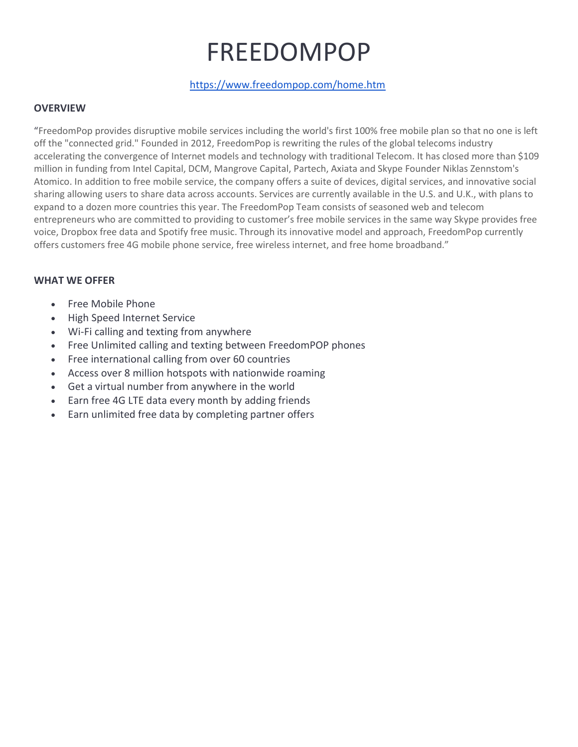# FREEDOMPOP

https://www.freedompop.com/home.htm

**OVERVIEW**

"FreedomPop provides disruptive mobile services including the world's first 100% free mobile plan so that no one is left off the "connected grid." Founded in 2012, FreedomPop is rewriting the rules of the global telecoms industry accelerating the convergence of Internet models and technology with traditional Telecom. It has closed more than $109 million in funding from Intel Capital, DCM, Mangrove Capital, Partech, Axiata and Skype Founder Niklas Zennstom's Atomico. In addition to free mobile service, the company offers a suite of devices, digital services, and innovative social sharing allowing users to share data across accounts. Services are currently available in the U.S. and U.K., with plans to expand to a dozen more countries this year. The FreedomPop Team consists of seasoned web and telecom entrepreneurs who are committed to providing to customer's free mobile services in the same way Skype provides free voice, Dropbox free data and Spotify free music. Through its innovative model and approach, FreedomPop currently offers customers free 4G mobile phone service, free wireless internet, and free home broadband."

**WHAT WE OFFER**

- Free Mobile Phone
- High Speed Internet Service
- Wi-Fi calling and texting from anywhere
- Free Unlimited calling and texting between FreedomPOP phones
- Free international calling from over 60 countries
- Access over 8 million hotspots with nationwide roaming
- Get a virtual number from anywhere in the world
- Earn free 4G LTE data every month by adding friends
- Earn unlimited free data by completing partner offers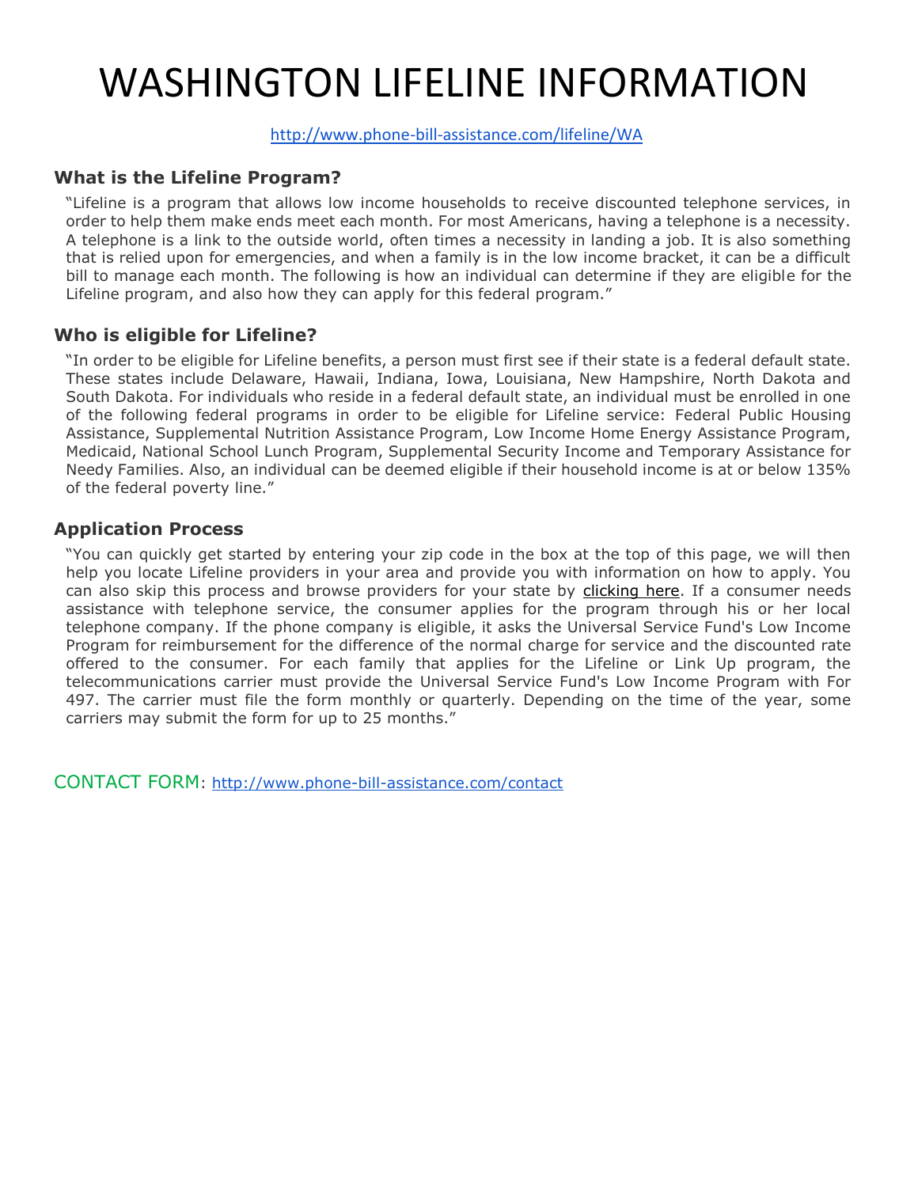# WASHINGTON LIFELINE INFORMATION

http://www.phone-bill-assistance.com/lifeline/WA

### What is the Lifeline Program?

"Lifeline is a program that allows low income households to receive discounted telephone services, in order to help them make ends meet each month. For most Americans, having a telephone is a necessity. A telephone is a link to the outside world, often times a necessity in landing a job. It is also something that is relied upon for emergencies, and when a family is in the low income bracket, it can be a difficult bill to manage each month. The following is how an individual can determine if they are eligible for the Lifeline program, and also how they can apply for this federal program."

### Who is eligible for Lifeline?

"In order to be eligible for Lifeline benefits, a person must first see if their state is a federal default state. These states include Delaware, Hawaii, Indiana, Iowa, Louisiana, New Hampshire, North Dakota and South Dakota. For individuals who reside in a federal default state, an individual must be enrolled in one of the following federal programs in order to be eligible for Lifeline service: Federal Public Housing Assistance, Supplemental Nutrition Assistance Program, Low Income Home Energy Assistance Program, Medicaid, National School Lunch Program, Supplemental Security Income and Temporary Assistance for Needy Families. Also, an individual can be deemed eligible if their household income is at or below 135% of the federal poverty line."

### Application Process

"You can quickly get started by entering your zip code in the box at the top of this page, we will then help you locate Lifeline providers in your area and provide you with information on how to apply. You can also skip this process and browse providers for your state by clicking here. If a consumer needs assistance with telephone service, the consumer applies for the program through his or her local telephone company. If the phone company is eligible, it asks the Universal Service Fund's Low Income Program for reimbursement for the difference of the normal charge for service and the discounted rate offered to the consumer. For each family that applies for the Lifeline or Link Up program, the telecommunications carrier must provide the Universal Service Fund's Low Income Program with For 497. The carrier must file the form monthly or quarterly. Depending on the time of the year, some carriers may submit the form for up to 25 months."

CONTACT FORM: http://www.phone-bill-assistance.com/contact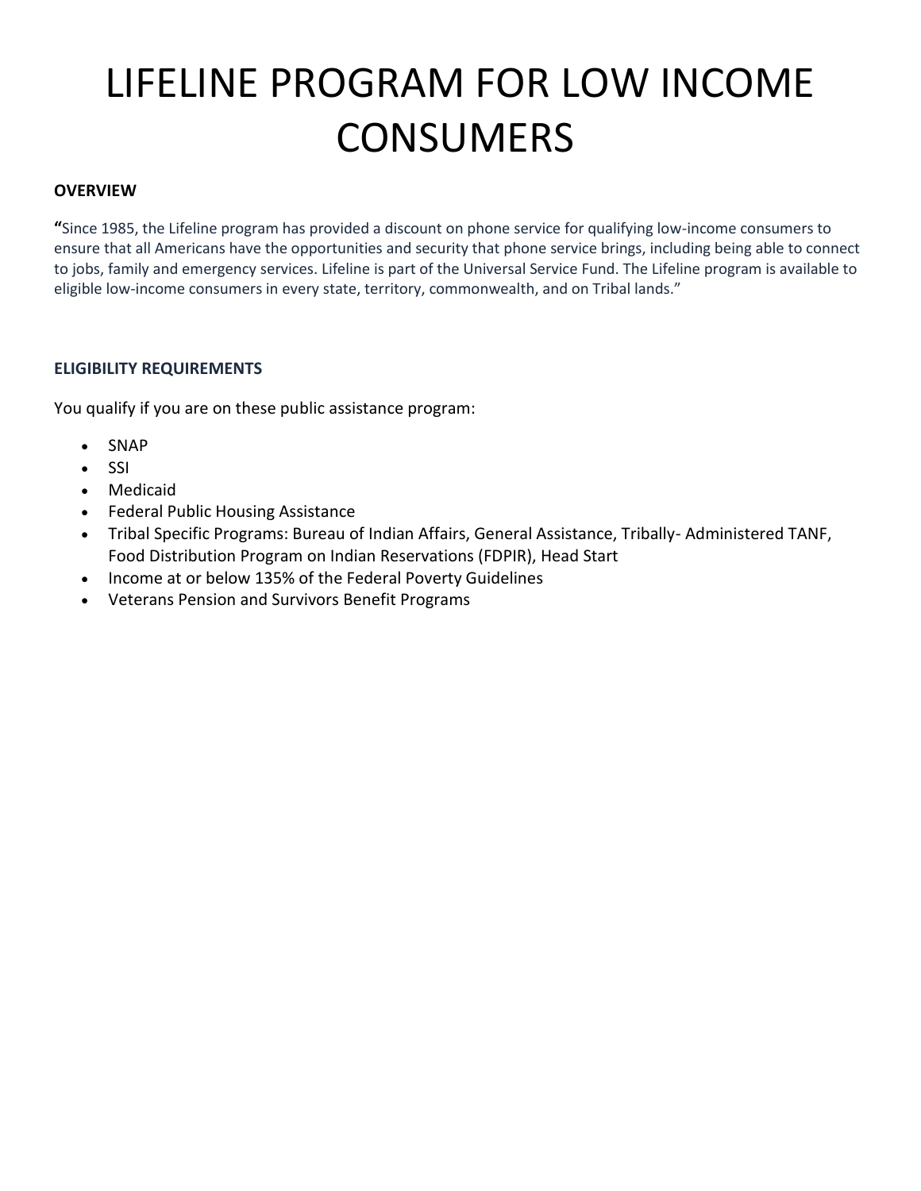# LIFELINE PROGRAM FOR LOW INCOME CONSUMERS

**OVERVIEW**

**"**Since 1985, the Lifeline program has provided a discount on phone service for qualifying low-income consumers to ensure that all Americans have the opportunities and security that phone service brings, including being able to connect to jobs, family and emergency services. Lifeline is part of the Universal Service Fund. The Lifeline program is available to eligible low-income consumers in every state, territory, commonwealth, and on Tribal lands."

**ELIGIBILITY REQUIREMENTS**

You qualify if you are on these public assistance program:

- SNAP
- SSI
- Medicaid
- Federal Public Housing Assistance
- Tribal Specific Programs: Bureau of Indian Affairs, General Assistance, Tribally- Administered TANF, Food Distribution Program on Indian Reservations (FDPIR), Head Start
- Income at or below 135% of the Federal Poverty Guidelines
- Veterans Pension and Survivors Benefit Programs